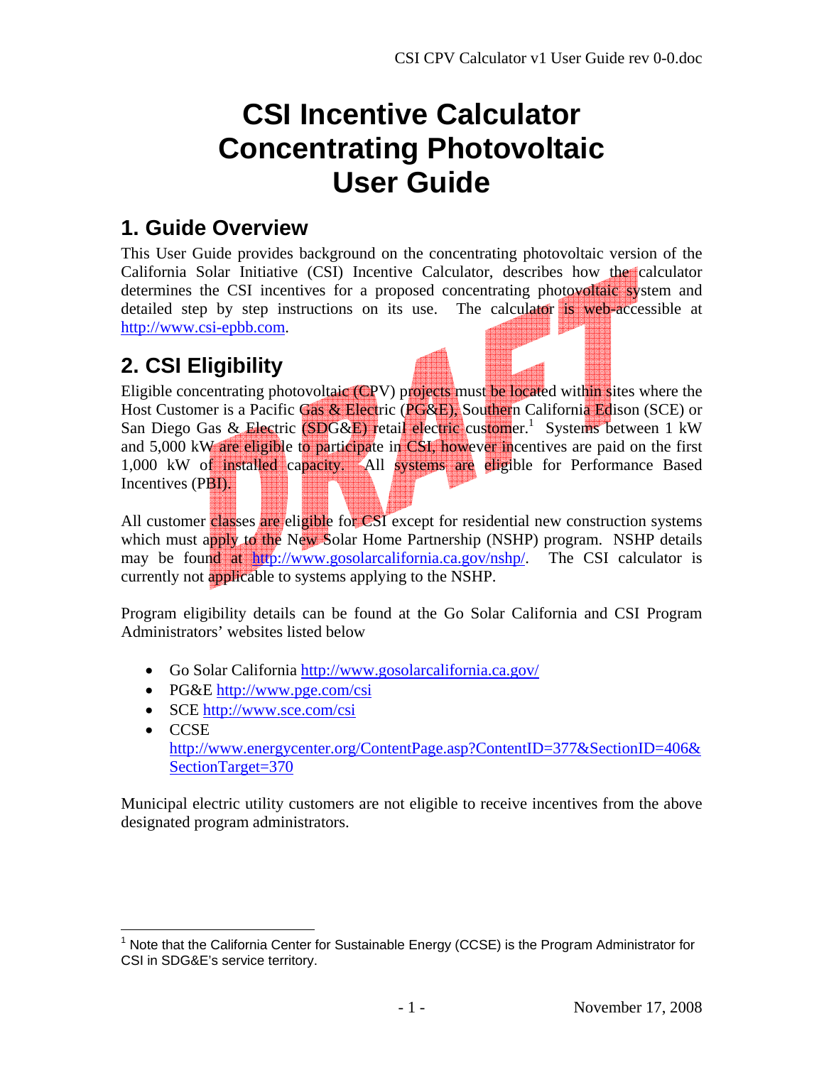# CSI Incentive Calculator Concentrating Photovoltaic User Guide

## 1. Guide Overview

This User Guide provides background on the concentrating photovoltaic version of the California Solar Initiative (CSI) Incentive Calculator, describes how the calculator determines the CSI incentives for a proposed concentrating photovoltaic system and detailed step by step instructions on its use. The calculator is web-accessible at http://www.csi-epbb.com.

## 2. CSI Eligibility

Eligible concentrating photovoltaic (CPV) projects must be located within sites where the Host Customer is a Pacific Gas & Electric (PG&E), Southern California Edison (SCE) or San Diego Gas & Electric (SDG&E) retail electric customer.[1] Systems between 1 kW and 5,000 kW are eligible to participate in CSI, however incentives are paid on the first 1,000 kW of installed capacity. All systems are eligible for Performance Based Incentives (PBI).

All customer classes are eligible for CSI except for residential new construction systems which must apply to the New Solar Home Partnership (NSHP) program. NSHP details may be found at http://www.gosolarcalifornia.ca.gov/nshp/. The CSI calculator is currently not applicable to systems applying to the NSHP.

Program eligibility details can be found at the Go Solar California and CSI Program Administrators' websites listed below

- Go Solar California http://www.gosolarcalifornia.ca.gov/
- PG&E http://www.pge.com/csi
- SCE http://www.sce.com/csi
- CCSE http://www.energycenter.org/ContentPage.asp?ContentID=377&SectionID=406&SectionTarget=370

Municipal electric utility customers are not eligible to receive incentives from the above designated program administrators.

[1] Note that the California Center for Sustainable Energy (CCSE) is the Program Administrator for CSI in SDG&E's service territory.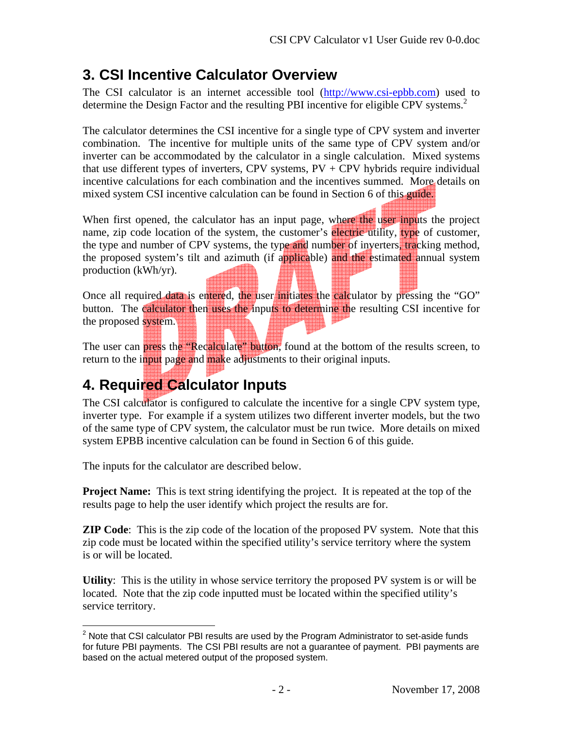## 3. CSI Incentive Calculator Overview

The CSI calculator is an internet accessible tool (http://www.csi-epbb.com) used to determine the Design Factor and the resulting PBI incentive for eligible CPV systems.[2]

The calculator determines the CSI incentive for a single type of CPV system and inverter combination. The incentive for multiple units of the same type of CPV system and/or inverter can be accommodated by the calculator in a single calculation. Mixed systems that use different types of inverters, CPV systems, PV + CPV hybrids require individual incentive calculations for each combination and the incentives summed. More details on mixed system CSI incentive calculation can be found in Section 6 of this guide.

When first opened, the calculator has an input page, where the user inputs the project name, zip code location of the system, the customer's electric utility, type of customer, the type and number of CPV systems, the type and number of inverters, tracking method, the proposed system's tilt and azimuth (if applicable) and the estimated annual system production (kWh/yr).

Once all required data is entered, the user initiates the calculator by pressing the "GO" button. The calculator then uses the inputs to determine the resulting CSI incentive for the proposed system.

The user can press the "Recalculate" button, found at the bottom of the results screen, to return to the input page and make adjustments to their original inputs.

## 4. Required Calculator Inputs

The CSI calculator is configured to calculate the incentive for a single CPV system type, inverter type. For example if a system utilizes two different inverter models, but the two of the same type of CPV system, the calculator must be run twice. More details on mixed system EPBB incentive calculation can be found in Section 6 of this guide.

The inputs for the calculator are described below.

**Project Name:** This is text string identifying the project. It is repeated at the top of the results page to help the user identify which project the results are for.

**ZIP Code**: This is the zip code of the location of the proposed PV system. Note that this zip code must be located within the specified utility's service territory where the system is or will be located.

**Utility**: This is the utility in whose service territory the proposed PV system is or will be located. Note that the zip code inputted must be located within the specified utility's service territory.

---

[2] Note that CSI calculator PBI results are used by the Program Administrator to set-aside funds for future PBI payments. The CSI PBI results are not a guarantee of payment. PBI payments are based on the actual metered output of the proposed system.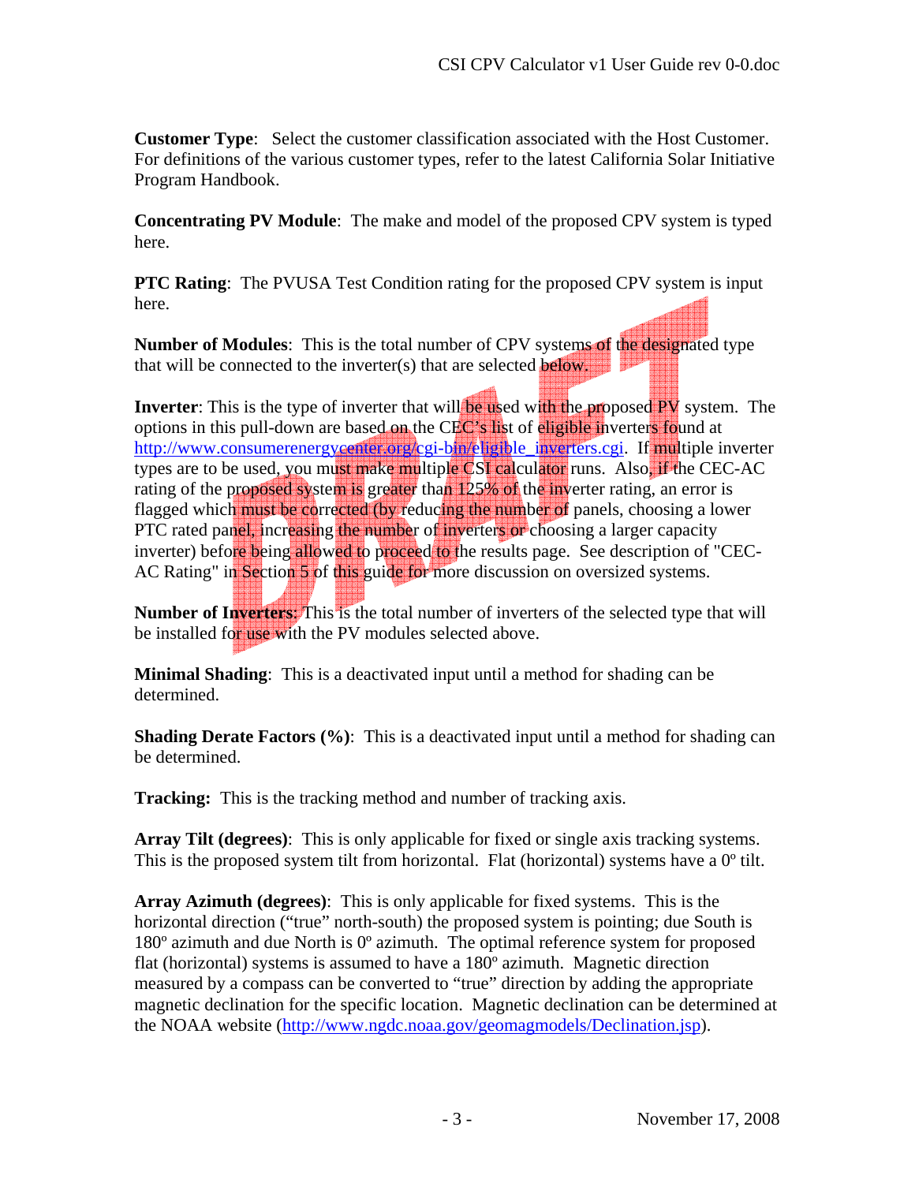**Customer Type**: Select the customer classification associated with the Host Customer. For definitions of the various customer types, refer to the latest California Solar Initiative Program Handbook.

**Concentrating PV Module**: The make and model of the proposed CPV system is typed here.

**PTC Rating**: The PVUSA Test Condition rating for the proposed CPV system is input here.

**Number of Modules**: This is the total number of CPV systems of the designated type that will be connected to the inverter(s) that are selected below.

**Inverter**: This is the type of inverter that will be used with the proposed PV system. The options in this pull-down are based on the CEC's list of eligible inverters found at http://www.consumerenergycenter.org/cgi-bin/eligible_inverters.cgi. If multiple inverter types are to be used, you must make multiple CSI calculator runs. Also, if the CEC-AC rating of the proposed system is greater than 125% of the inverter rating, an error is flagged which must be corrected (by reducing the number of panels, choosing a lower PTC rated panel, increasing the number of inverters or choosing a larger capacity inverter) before being allowed to proceed to the results page. See description of "CEC-AC Rating" in Section 5 of this guide for more discussion on oversized systems.

**Number of Inverters**: This is the total number of inverters of the selected type that will be installed for use with the PV modules selected above.

**Minimal Shading**: This is a deactivated input until a method for shading can be determined.

**Shading Derate Factors (%)**: This is a deactivated input until a method for shading can be determined.

**Tracking:** This is the tracking method and number of tracking axis.

**Array Tilt (degrees)**: This is only applicable for fixed or single axis tracking systems. This is the proposed system tilt from horizontal. Flat (horizontal) systems have a 0º tilt.

**Array Azimuth (degrees)**: This is only applicable for fixed systems. This is the horizontal direction ("true" north-south) the proposed system is pointing; due South is 180º azimuth and due North is 0º azimuth. The optimal reference system for proposed flat (horizontal) systems is assumed to have a 180º azimuth. Magnetic direction measured by a compass can be converted to "true" direction by adding the appropriate magnetic declination for the specific location. Magnetic declination can be determined at the NOAA website (http://www.ngdc.noaa.gov/geomagmodels/Declination.jsp).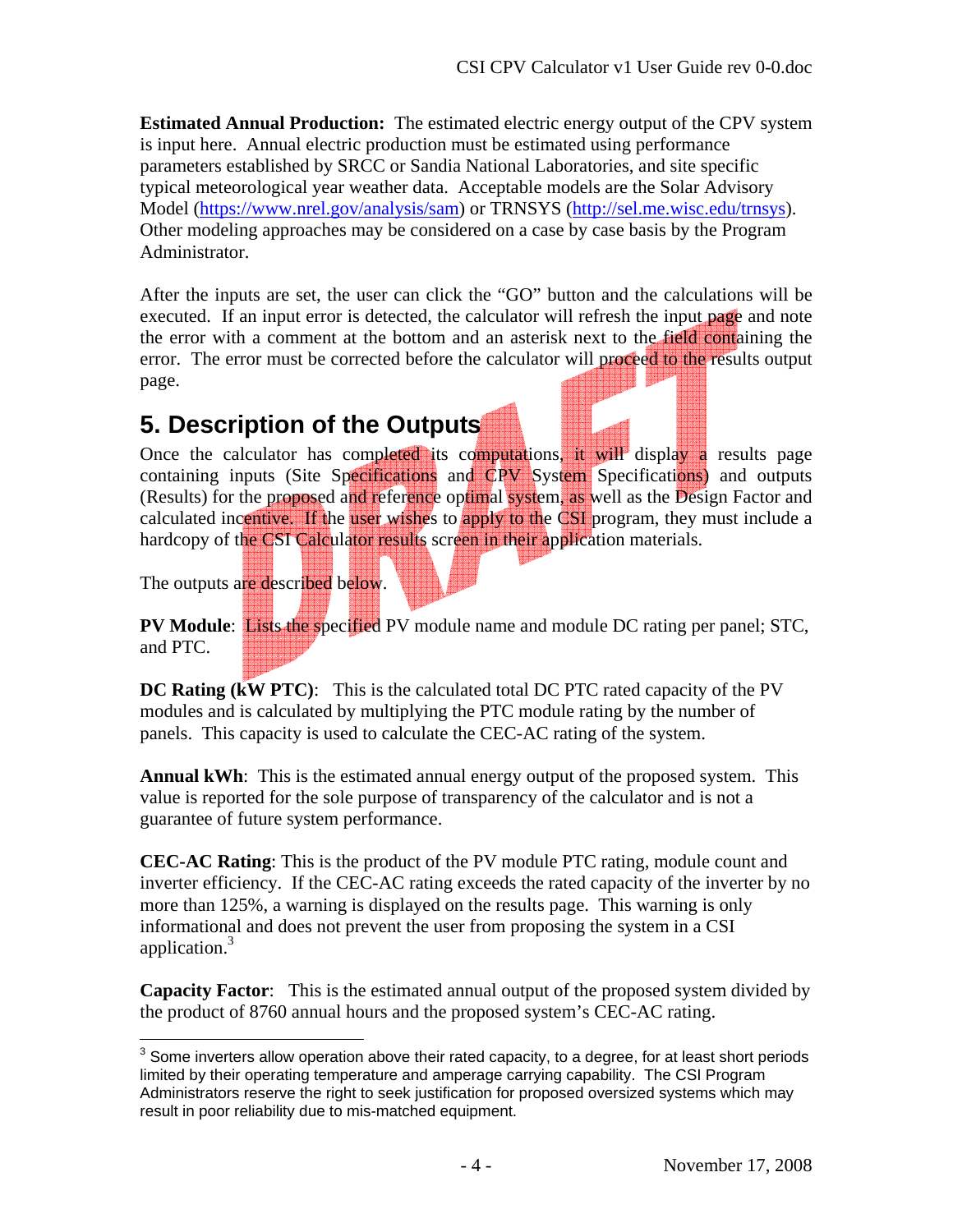**Estimated Annual Production:** The estimated electric energy output of the CPV system is input here. Annual electric production must be estimated using performance parameters established by SRCC or Sandia National Laboratories, and site specific typical meteorological year weather data. Acceptable models are the Solar Advisory Model (https://www.nrel.gov/analysis/sam) or TRNSYS (http://sel.me.wisc.edu/trnsys). Other modeling approaches may be considered on a case by case basis by the Program Administrator.

After the inputs are set, the user can click the "GO" button and the calculations will be executed. If an input error is detected, the calculator will refresh the input page and note the error with a comment at the bottom and an asterisk next to the field containing the error. The error must be corrected before the calculator will proceed to the results output page.

## 5. Description of the Outputs

Once the calculator has completed its computations, it will display a results page containing inputs (Site Specifications and CPV System Specifications) and outputs (Results) for the proposed and reference optimal system, as well as the Design Factor and calculated incentive. If the user wishes to apply to the CSI program, they must include a hardcopy of the CSI Calculator results screen in their application materials.

The outputs are described below.

**PV Module**: Lists the specified PV module name and module DC rating per panel; STC, and PTC.

**DC Rating (kW PTC)**: This is the calculated total DC PTC rated capacity of the PV modules and is calculated by multiplying the PTC module rating by the number of panels. This capacity is used to calculate the CEC-AC rating of the system.

**Annual kWh**: This is the estimated annual energy output of the proposed system. This value is reported for the sole purpose of transparency of the calculator and is not a guarantee of future system performance.

**CEC-AC Rating**: This is the product of the PV module PTC rating, module count and inverter efficiency. If the CEC-AC rating exceeds the rated capacity of the inverter by no more than 125%, a warning is displayed on the results page. This warning is only informational and does not prevent the user from proposing the system in a CSI application.[3]

**Capacity Factor**: This is the estimated annual output of the proposed system divided by the product of 8760 annual hours and the proposed system's CEC-AC rating.

---

[3] Some inverters allow operation above their rated capacity, to a degree, for at least short periods limited by their operating temperature and amperage carrying capability. The CSI Program Administrators reserve the right to seek justification for proposed oversized systems which may result in poor reliability due to mis-matched equipment.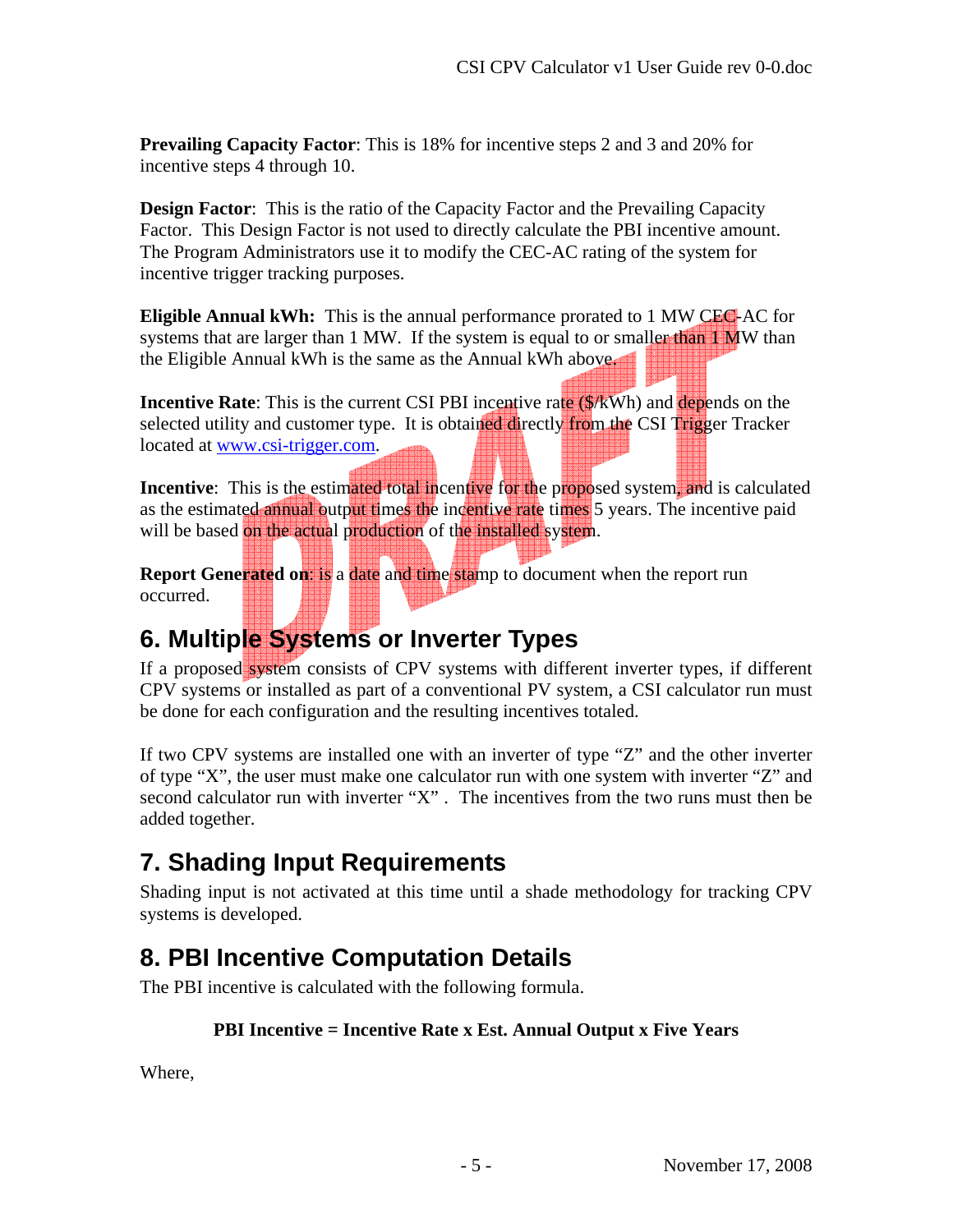**Prevailing Capacity Factor**: This is 18% for incentive steps 2 and 3 and 20% for incentive steps 4 through 10.

**Design Factor**: This is the ratio of the Capacity Factor and the Prevailing Capacity Factor. This Design Factor is not used to directly calculate the PBI incentive amount. The Program Administrators use it to modify the CEC-AC rating of the system for incentive trigger tracking purposes.

**Eligible Annual kWh:** This is the annual performance prorated to 1 MW CEC-AC for systems that are larger than 1 MW. If the system is equal to or smaller than 1 MW than the Eligible Annual kWh is the same as the Annual kWh above.

**Incentive Rate**: This is the current CSI PBI incentive rate ($/kWh) and depends on the selected utility and customer type. It is obtained directly from the CSI Trigger Tracker located at www.csi-trigger.com.

**Incentive**: This is the estimated total incentive for the proposed system, and is calculated as the estimated annual output times the incentive rate times 5 years. The incentive paid will be based on the actual production of the installed system.

**Report Generated on**: is a date and time stamp to document when the report run occurred.

## 6. Multiple Systems or Inverter Types

If a proposed system consists of CPV systems with different inverter types, if different CPV systems or installed as part of a conventional PV system, a CSI calculator run must be done for each configuration and the resulting incentives totaled.

If two CPV systems are installed one with an inverter of type "Z" and the other inverter of type "X", the user must make one calculator run with one system with inverter "Z" and second calculator run with inverter "X" . The incentives from the two runs must then be added together.

## 7. Shading Input Requirements

Shading input is not activated at this time until a shade methodology for tracking CPV systems is developed.

## 8. PBI Incentive Computation Details

The PBI incentive is calculated with the following formula.

**PBI Incentive = Incentive Rate x Est. Annual Output x Five Years**

Where,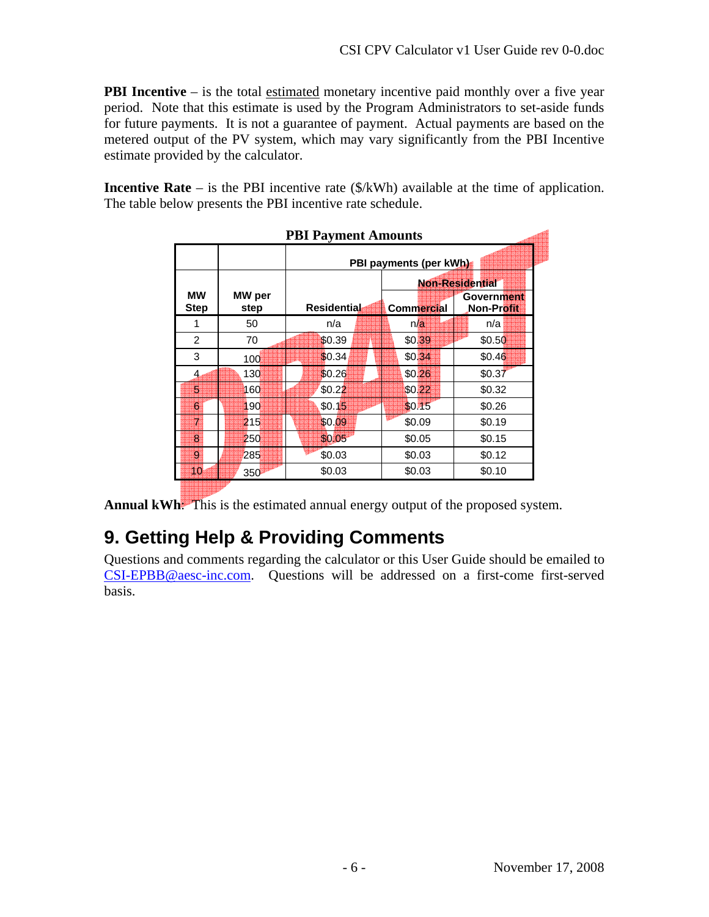**PBI Incentive** – is the total estimated monetary incentive paid monthly over a five year period. Note that this estimate is used by the Program Administrators to set-aside funds for future payments. It is not a guarantee of payment. Actual payments are based on the metered output of the PV system, which may vary significantly from the PBI Incentive estimate provided by the calculator.

**Incentive Rate** – is the PBI incentive rate ($/kWh) available at the time of application. The table below presents the PBI incentive rate schedule.

**PBI Payment Amounts**

| | | PBI payments (per kWh) | | |
|---|---|---|---|---|
| | | | Non-Residential | |
| MW Step | MW per step | Residential | Commercial | Government Non-Profit |
| 1 | 50 | n/a | n/a | n/a |
| 2 | 70 | $0.39 | $0.39 | $0.50 |
| 3 | 100 | $0.34 | $0.34 | $0.46 |
| 4 | 130 | $0.26 | $0.26 | $0.37 |
| 5 | 160 | $0.22 | $0.22 | $0.32 |
| 6 | 190 | $0.15 | $0.15 | $0.26 |
| 7 | 215 | $0.09 | $0.09 | $0.19 |
| 8 | 250 | $0.05 | $0.05 | $0.15 |
| 9 | 285 | $0.03 | $0.03 | $0.12 |
| 10 | 350 | $0.03 | $0.03 | $0.10 |

**Annual kWh**: This is the estimated annual energy output of the proposed system.

# 9. Getting Help & Providing Comments

Questions and comments regarding the calculator or this User Guide should be emailed to CSI-EPBB@aesc-inc.com. Questions will be addressed on a first-come first-served basis.